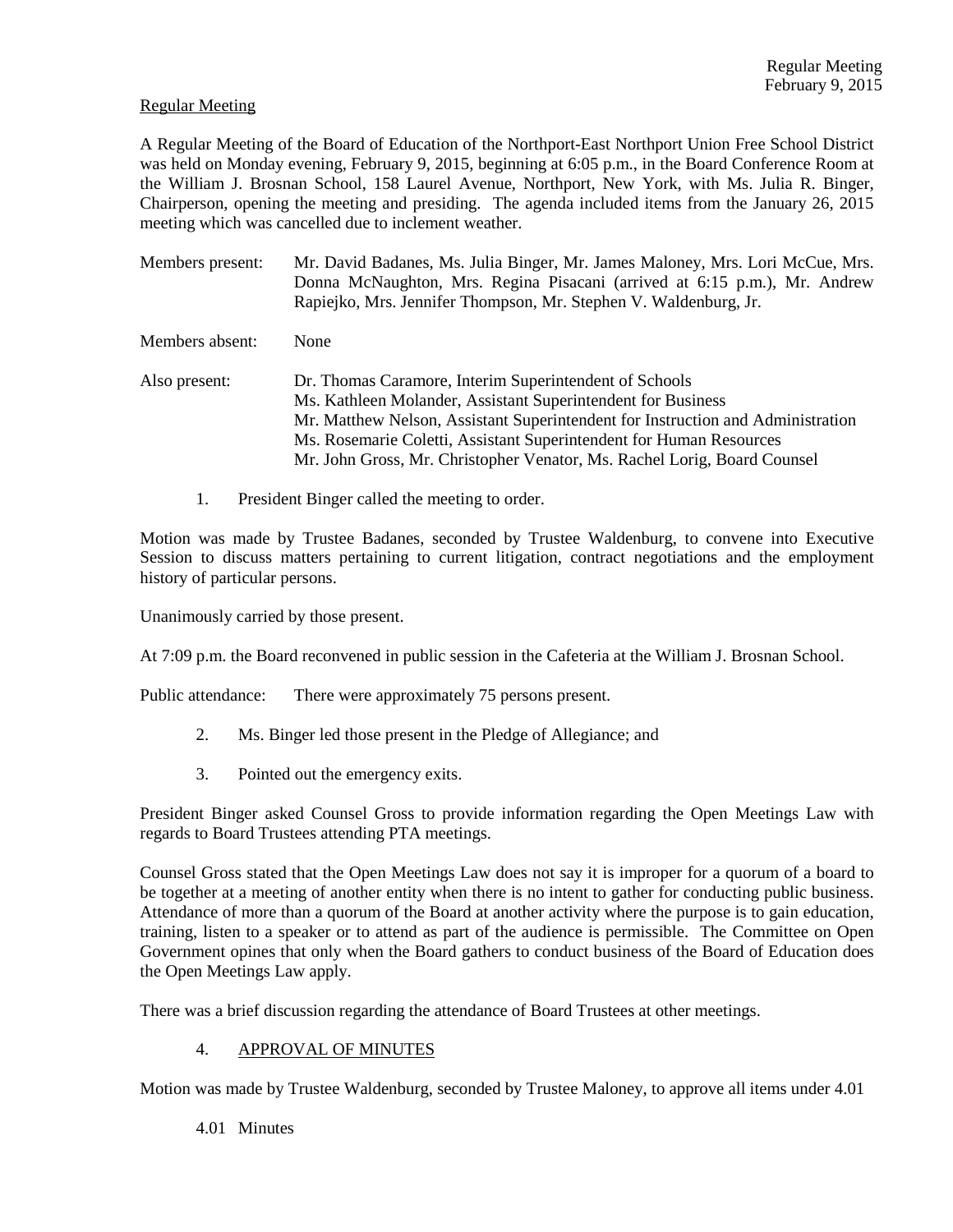Regular Meeting

A Regular Meeting of the Board of Education of the Northport-East Northport Union Free School District was held on Monday evening, February 9, 2015, beginning at 6:05 p.m., in the Board Conference Room at the William J. Brosnan School, 158 Laurel Avenue, Northport, New York, with Ms. Julia R. Binger, Chairperson, opening the meeting and presiding. The agenda included items from the January 26, 2015 meeting which was cancelled due to inclement weather.

Members present: Mr. David Badanes, Ms. Julia Binger, Mr. James Maloney, Mrs. Lori McCue, Mrs. Donna McNaughton, Mrs. Regina Pisacani (arrived at 6:15 p.m.), Mr. Andrew Rapiejko, Mrs. Jennifer Thompson, Mr. Stephen V. Waldenburg, Jr.

Members absent: None

Also present:
Dr. Thomas Caramore, Interim Superintendent of Schools
Ms. Kathleen Molander, Assistant Superintendent for Business
Mr. Matthew Nelson, Assistant Superintendent for Instruction and Administration
Ms. Rosemarie Coletti, Assistant Superintendent for Human Resources
Mr. John Gross, Mr. Christopher Venator, Ms. Rachel Lorig, Board Counsel

1. President Binger called the meeting to order.

Motion was made by Trustee Badanes, seconded by Trustee Waldenburg, to convene into Executive Session to discuss matters pertaining to current litigation, contract negotiations and the employment history of particular persons.

Unanimously carried by those present.

At 7:09 p.m. the Board reconvened in public session in the Cafeteria at the William J. Brosnan School.

Public attendance: There were approximately 75 persons present.

2. Ms. Binger led those present in the Pledge of Allegiance; and

3. Pointed out the emergency exits.

President Binger asked Counsel Gross to provide information regarding the Open Meetings Law with regards to Board Trustees attending PTA meetings.

Counsel Gross stated that the Open Meetings Law does not say it is improper for a quorum of a board to be together at a meeting of another entity when there is no intent to gather for conducting public business. Attendance of more than a quorum of the Board at another activity where the purpose is to gain education, training, listen to a speaker or to attend as part of the audience is permissible. The Committee on Open Government opines that only when the Board gathers to conduct business of the Board of Education does the Open Meetings Law apply.

There was a brief discussion regarding the attendance of Board Trustees at other meetings.

4. APPROVAL OF MINUTES

Motion was made by Trustee Waldenburg, seconded by Trustee Maloney, to approve all items under 4.01

4.01 Minutes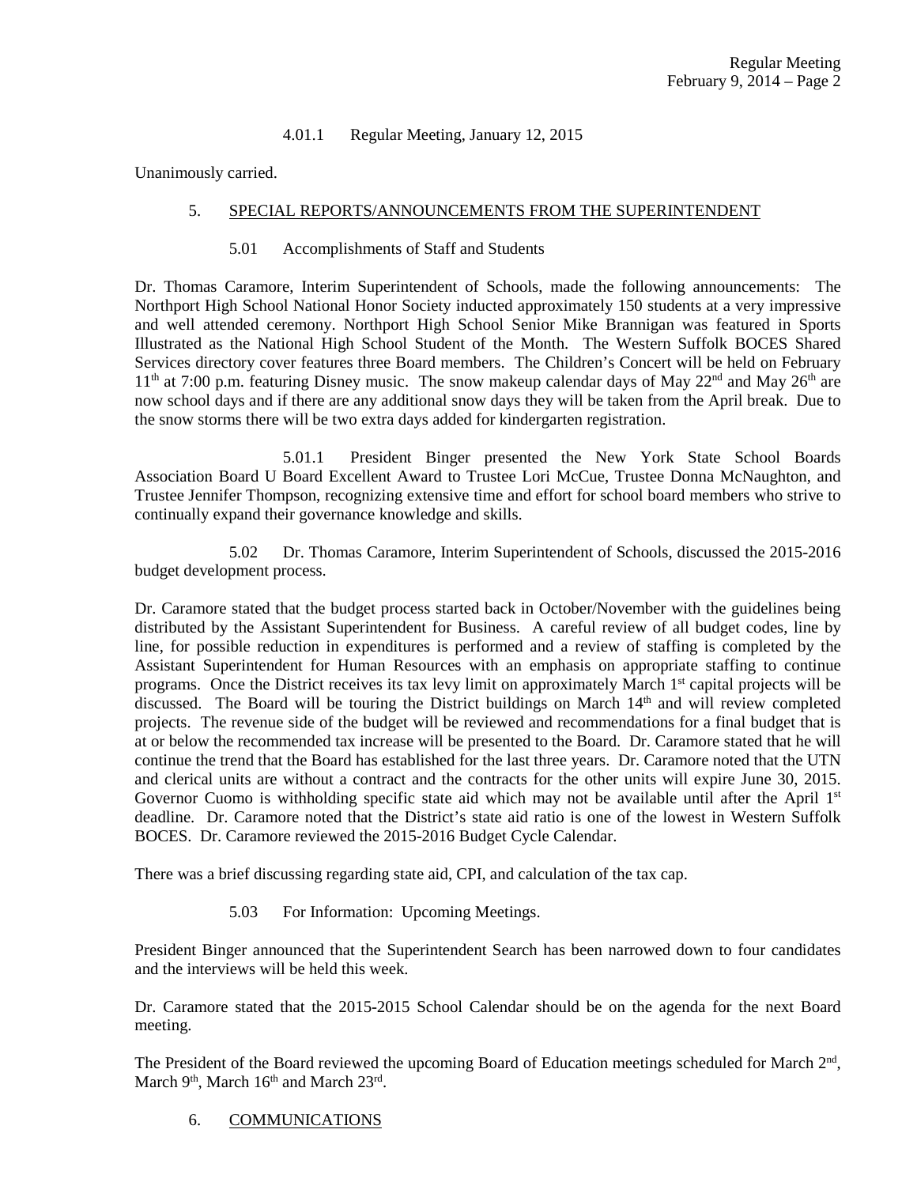4.01.1 Regular Meeting, January 12, 2015

Unanimously carried.

5. SPECIAL REPORTS/ANNOUNCEMENTS FROM THE SUPERINTENDENT

5.01 Accomplishments of Staff and Students

Dr. Thomas Caramore, Interim Superintendent of Schools, made the following announcements: The Northport High School National Honor Society inducted approximately 150 students at a very impressive and well attended ceremony. Northport High School Senior Mike Brannigan was featured in Sports Illustrated as the National High School Student of the Month. The Western Suffolk BOCES Shared Services directory cover features three Board members. The Children's Concert will be held on February 11th at 7:00 p.m. featuring Disney music. The snow makeup calendar days of May 22nd and May 26th are now school days and if there are any additional snow days they will be taken from the April break. Due to the snow storms there will be two extra days added for kindergarten registration.

5.01.1 President Binger presented the New York State School Boards Association Board U Board Excellent Award to Trustee Lori McCue, Trustee Donna McNaughton, and Trustee Jennifer Thompson, recognizing extensive time and effort for school board members who strive to continually expand their governance knowledge and skills.

5.02 Dr. Thomas Caramore, Interim Superintendent of Schools, discussed the 2015-2016 budget development process.

Dr. Caramore stated that the budget process started back in October/November with the guidelines being distributed by the Assistant Superintendent for Business. A careful review of all budget codes, line by line, for possible reduction in expenditures is performed and a review of staffing is completed by the Assistant Superintendent for Human Resources with an emphasis on appropriate staffing to continue programs. Once the District receives its tax levy limit on approximately March 1st capital projects will be discussed. The Board will be touring the District buildings on March 14th and will review completed projects. The revenue side of the budget will be reviewed and recommendations for a final budget that is at or below the recommended tax increase will be presented to the Board. Dr. Caramore stated that he will continue the trend that the Board has established for the last three years. Dr. Caramore noted that the UTN and clerical units are without a contract and the contracts for the other units will expire June 30, 2015. Governor Cuomo is withholding specific state aid which may not be available until after the April 1st deadline. Dr. Caramore noted that the District's state aid ratio is one of the lowest in Western Suffolk BOCES. Dr. Caramore reviewed the 2015-2016 Budget Cycle Calendar.

There was a brief discussing regarding state aid, CPI, and calculation of the tax cap.

5.03 For Information: Upcoming Meetings.

President Binger announced that the Superintendent Search has been narrowed down to four candidates and the interviews will be held this week.

Dr. Caramore stated that the 2015-2015 School Calendar should be on the agenda for the next Board meeting.

The President of the Board reviewed the upcoming Board of Education meetings scheduled for March 2nd, March 9th, March 16th and March 23rd.

6. COMMUNICATIONS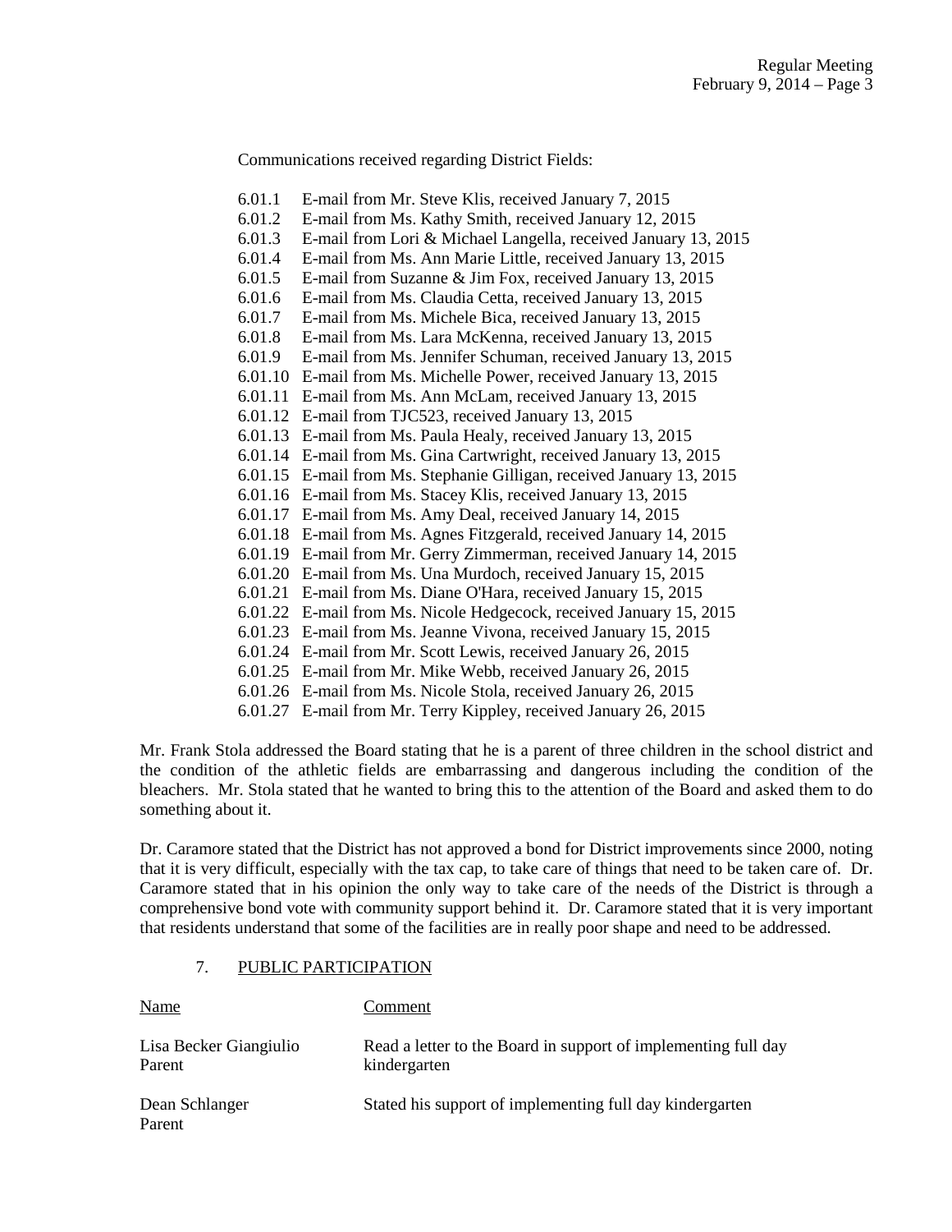Communications received regarding District Fields:

- 6.01.1 E-mail from Mr. Steve Klis, received January 7, 2015
- 6.01.2 E-mail from Ms. Kathy Smith, received January 12, 2015
- 6.01.3 E-mail from Lori & Michael Langella, received January 13, 2015
- 6.01.4 E-mail from Ms. Ann Marie Little, received January 13, 2015
- 6.01.5 E-mail from Suzanne & Jim Fox, received January 13, 2015
- 6.01.6 E-mail from Ms. Claudia Cetta, received January 13, 2015
- 6.01.7 E-mail from Ms. Michele Bica, received January 13, 2015
- 6.01.8 E-mail from Ms. Lara McKenna, received January 13, 2015
- 6.01.9 E-mail from Ms. Jennifer Schuman, received January 13, 2015
- 6.01.10 E-mail from Ms. Michelle Power, received January 13, 2015
- 6.01.11 E-mail from Ms. Ann McLam, received January 13, 2015
- 6.01.12 E-mail from TJC523, received January 13, 2015
- 6.01.13 E-mail from Ms. Paula Healy, received January 13, 2015
- 6.01.14 E-mail from Ms. Gina Cartwright, received January 13, 2015
- 6.01.15 E-mail from Ms. Stephanie Gilligan, received January 13, 2015
- 6.01.16 E-mail from Ms. Stacey Klis, received January 13, 2015
- 6.01.17 E-mail from Ms. Amy Deal, received January 14, 2015
- 6.01.18 E-mail from Ms. Agnes Fitzgerald, received January 14, 2015
- 6.01.19 E-mail from Mr. Gerry Zimmerman, received January 14, 2015
- 6.01.20 E-mail from Ms. Una Murdoch, received January 15, 2015
- 6.01.21 E-mail from Ms. Diane O'Hara, received January 15, 2015
- 6.01.22 E-mail from Ms. Nicole Hedgecock, received January 15, 2015
- 6.01.23 E-mail from Ms. Jeanne Vivona, received January 15, 2015
- 6.01.24 E-mail from Mr. Scott Lewis, received January 26, 2015
- 6.01.25 E-mail from Mr. Mike Webb, received January 26, 2015
- 6.01.26 E-mail from Ms. Nicole Stola, received January 26, 2015
- 6.01.27 E-mail from Mr. Terry Kippley, received January 26, 2015

Mr. Frank Stola addressed the Board stating that he is a parent of three children in the school district and the condition of the athletic fields are embarrassing and dangerous including the condition of the bleachers. Mr. Stola stated that he wanted to bring this to the attention of the Board and asked them to do something about it.

Dr. Caramore stated that the District has not approved a bond for District improvements since 2000, noting that it is very difficult, especially with the tax cap, to take care of things that need to be taken care of. Dr. Caramore stated that in his opinion the only way to take care of the needs of the District is through a comprehensive bond vote with community support behind it. Dr. Caramore stated that it is very important that residents understand that some of the facilities are in really poor shape and need to be addressed.

## 7. PUBLIC PARTICIPATION

| Name | Comment |
|---|---|
| Lisa Becker Giangiulio<br>Parent | Read a letter to the Board in support of implementing full day kindergarten |
| Dean Schlanger<br>Parent | Stated his support of implementing full day kindergarten |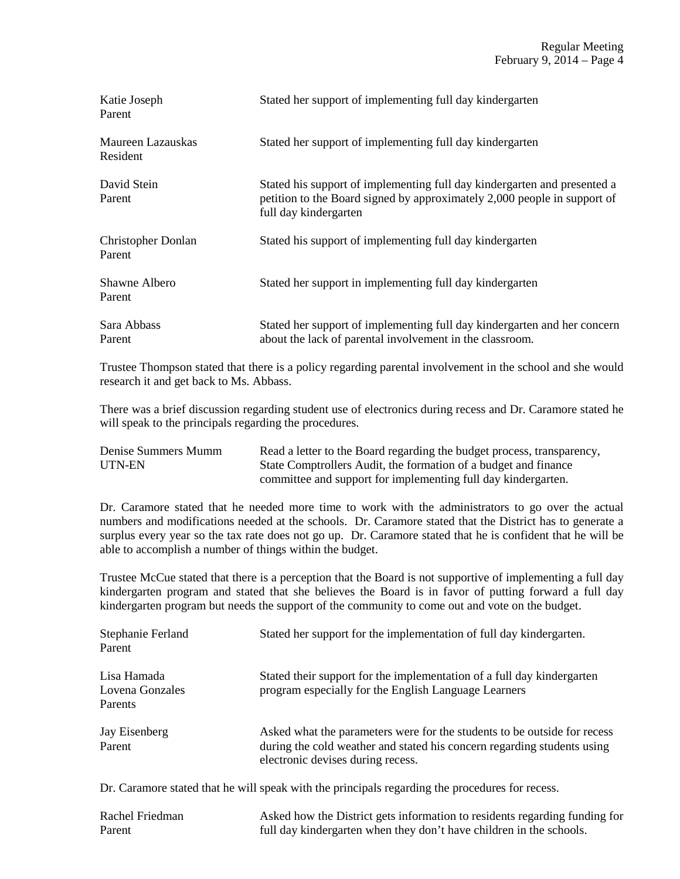| | |
|---|---|
| Katie Joseph<br>Parent | Stated her support of implementing full day kindergarten |
| Maureen Lazauskas<br>Resident | Stated her support of implementing full day kindergarten |
| David Stein<br>Parent | Stated his support of implementing full day kindergarten and presented a petition to the Board signed by approximately 2,000 people in support of full day kindergarten |
| Christopher Donlan<br>Parent | Stated his support of implementing full day kindergarten |
| Shawne Albero<br>Parent | Stated her support in implementing full day kindergarten |
| Sara Abbass<br>Parent | Stated her support of implementing full day kindergarten and her concern about the lack of parental involvement in the classroom. |

Trustee Thompson stated that there is a policy regarding parental involvement in the school and she would research it and get back to Ms. Abbass.

There was a brief discussion regarding student use of electronics during recess and Dr. Caramore stated he will speak to the principals regarding the procedures.

| | |
|---|---|
| Denise Summers Mumm<br>UTN-EN | Read a letter to the Board regarding the budget process, transparency, State Comptrollers Audit, the formation of a budget and finance committee and support for implementing full day kindergarten. |

Dr. Caramore stated that he needed more time to work with the administrators to go over the actual numbers and modifications needed at the schools. Dr. Caramore stated that the District has to generate a surplus every year so the tax rate does not go up. Dr. Caramore stated that he is confident that he will be able to accomplish a number of things within the budget.

Trustee McCue stated that there is a perception that the Board is not supportive of implementing a full day kindergarten program and stated that she believes the Board is in favor of putting forward a full day kindergarten program but needs the support of the community to come out and vote on the budget.

| | |
|---|---|
| Stephanie Ferland<br>Parent | Stated her support for the implementation of full day kindergarten. |
| Lisa Hamada<br>Lovena Gonzales<br>Parents | Stated their support for the implementation of a full day kindergarten program especially for the English Language Learners |
| Jay Eisenberg<br>Parent | Asked what the parameters were for the students to be outside for recess during the cold weather and stated his concern regarding students using electronic devises during recess. |

Dr. Caramore stated that he will speak with the principals regarding the procedures for recess.

| | |
|---|---|
| Rachel Friedman<br>Parent | Asked how the District gets information to residents regarding funding for full day kindergarten when they don't have children in the schools. |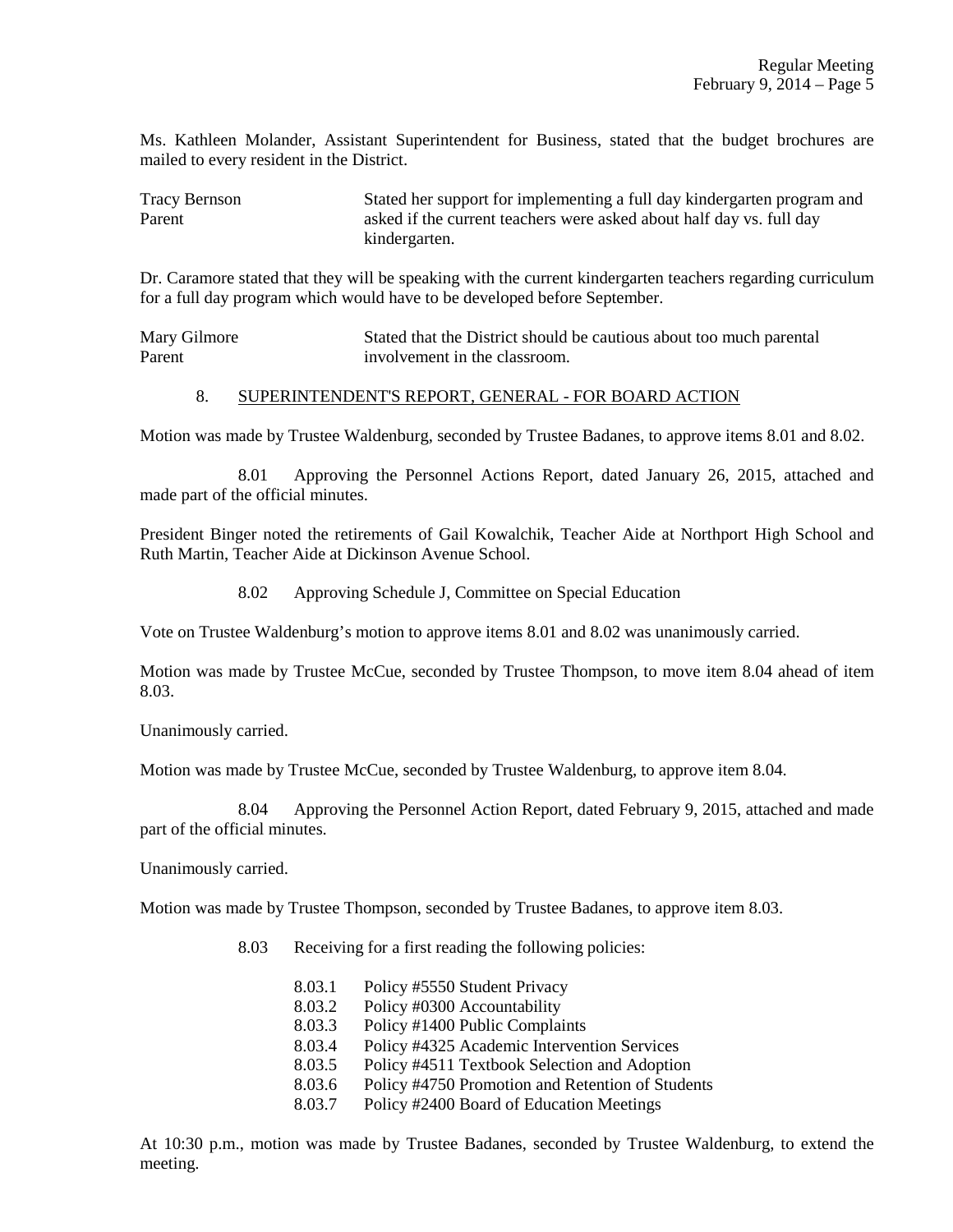Ms. Kathleen Molander, Assistant Superintendent for Business, stated that the budget brochures are mailed to every resident in the District.

| | |
|---|---|
| Tracy Bernson<br>Parent | Stated her support for implementing a full day kindergarten program and asked if the current teachers were asked about half day vs. full day kindergarten. |

Dr. Caramore stated that they will be speaking with the current kindergarten teachers regarding curriculum for a full day program which would have to be developed before September.

| | |
|---|---|
| Mary Gilmore<br>Parent | Stated that the District should be cautious about too much parental involvement in the classroom. |

8. SUPERINTENDENT'S REPORT, GENERAL - FOR BOARD ACTION

Motion was made by Trustee Waldenburg, seconded by Trustee Badanes, to approve items 8.01 and 8.02.

8.01 Approving the Personnel Actions Report, dated January 26, 2015, attached and made part of the official minutes.

President Binger noted the retirements of Gail Kowalchik, Teacher Aide at Northport High School and Ruth Martin, Teacher Aide at Dickinson Avenue School.

8.02 Approving Schedule J, Committee on Special Education

Vote on Trustee Waldenburg's motion to approve items 8.01 and 8.02 was unanimously carried.

Motion was made by Trustee McCue, seconded by Trustee Thompson, to move item 8.04 ahead of item 8.03.

Unanimously carried.

Motion was made by Trustee McCue, seconded by Trustee Waldenburg, to approve item 8.04.

8.04 Approving the Personnel Action Report, dated February 9, 2015, attached and made part of the official minutes.

Unanimously carried.

Motion was made by Trustee Thompson, seconded by Trustee Badanes, to approve item 8.03.

8.03 Receiving for a first reading the following policies:

- 8.03.1 Policy #5550 Student Privacy
- 8.03.2 Policy #0300 Accountability
- 8.03.3 Policy #1400 Public Complaints
- 8.03.4 Policy #4325 Academic Intervention Services
- 8.03.5 Policy #4511 Textbook Selection and Adoption
- 8.03.6 Policy #4750 Promotion and Retention of Students
- 8.03.7 Policy #2400 Board of Education Meetings

At 10:30 p.m., motion was made by Trustee Badanes, seconded by Trustee Waldenburg, to extend the meeting.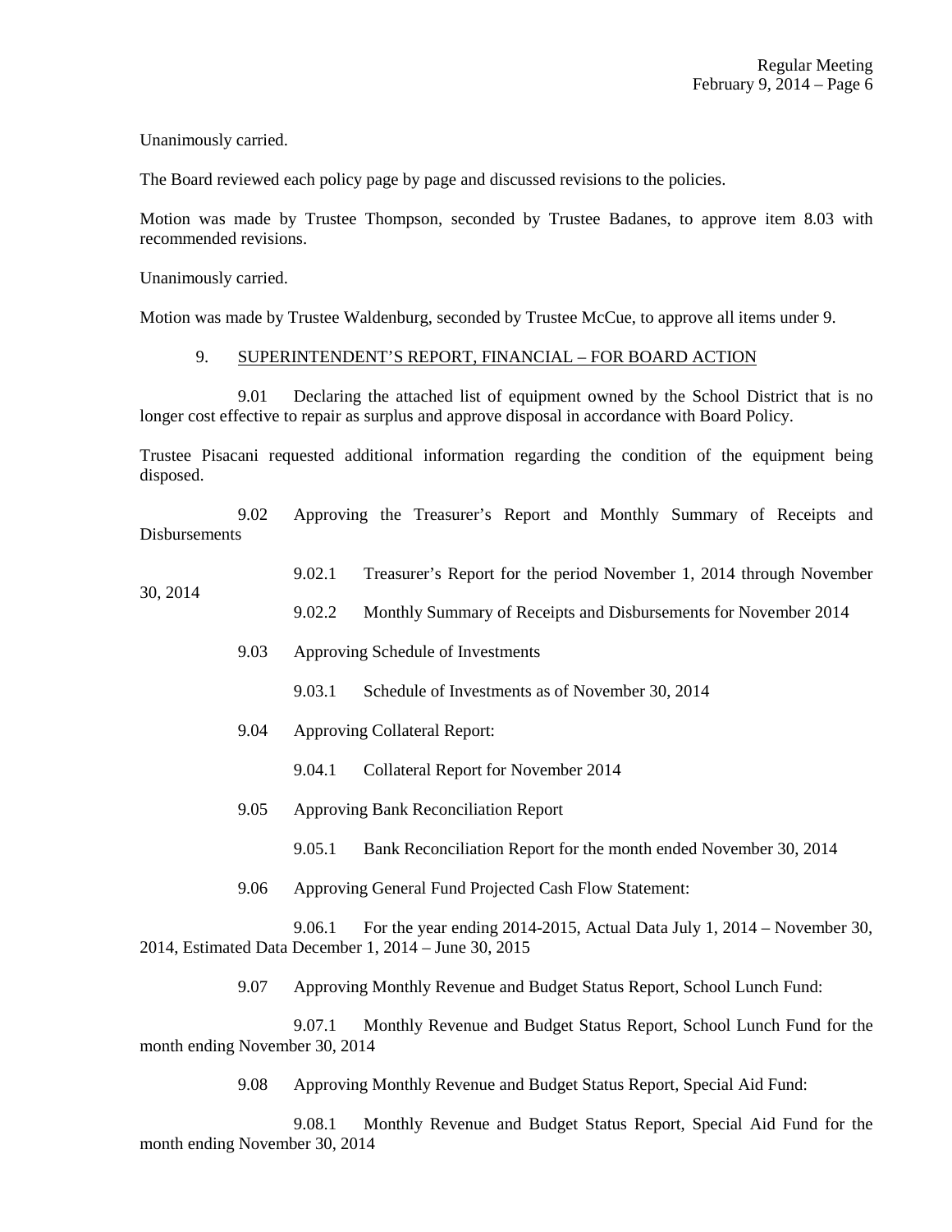Unanimously carried.

The Board reviewed each policy page by page and discussed revisions to the policies.

Motion was made by Trustee Thompson, seconded by Trustee Badanes, to approve item 8.03 with recommended revisions.

Unanimously carried.

Motion was made by Trustee Waldenburg, seconded by Trustee McCue, to approve all items under 9.

9. SUPERINTENDENT'S REPORT, FINANCIAL – FOR BOARD ACTION

9.01 Declaring the attached list of equipment owned by the School District that is no longer cost effective to repair as surplus and approve disposal in accordance with Board Policy.

Trustee Pisacani requested additional information regarding the condition of the equipment being disposed.

9.02 Approving the Treasurer's Report and Monthly Summary of Receipts and Disbursements

9.02.1 Treasurer's Report for the period November 1, 2014 through November 30, 2014

9.02.2 Monthly Summary of Receipts and Disbursements for November 2014

9.03 Approving Schedule of Investments

9.03.1 Schedule of Investments as of November 30, 2014

9.04 Approving Collateral Report:

9.04.1 Collateral Report for November 2014

9.05 Approving Bank Reconciliation Report

9.05.1 Bank Reconciliation Report for the month ended November 30, 2014

9.06 Approving General Fund Projected Cash Flow Statement:

9.06.1 For the year ending 2014-2015, Actual Data July 1, 2014 – November 30, 2014, Estimated Data December 1, 2014 – June 30, 2015

9.07 Approving Monthly Revenue and Budget Status Report, School Lunch Fund:

9.07.1 Monthly Revenue and Budget Status Report, School Lunch Fund for the month ending November 30, 2014

9.08 Approving Monthly Revenue and Budget Status Report, Special Aid Fund:

9.08.1 Monthly Revenue and Budget Status Report, Special Aid Fund for the month ending November 30, 2014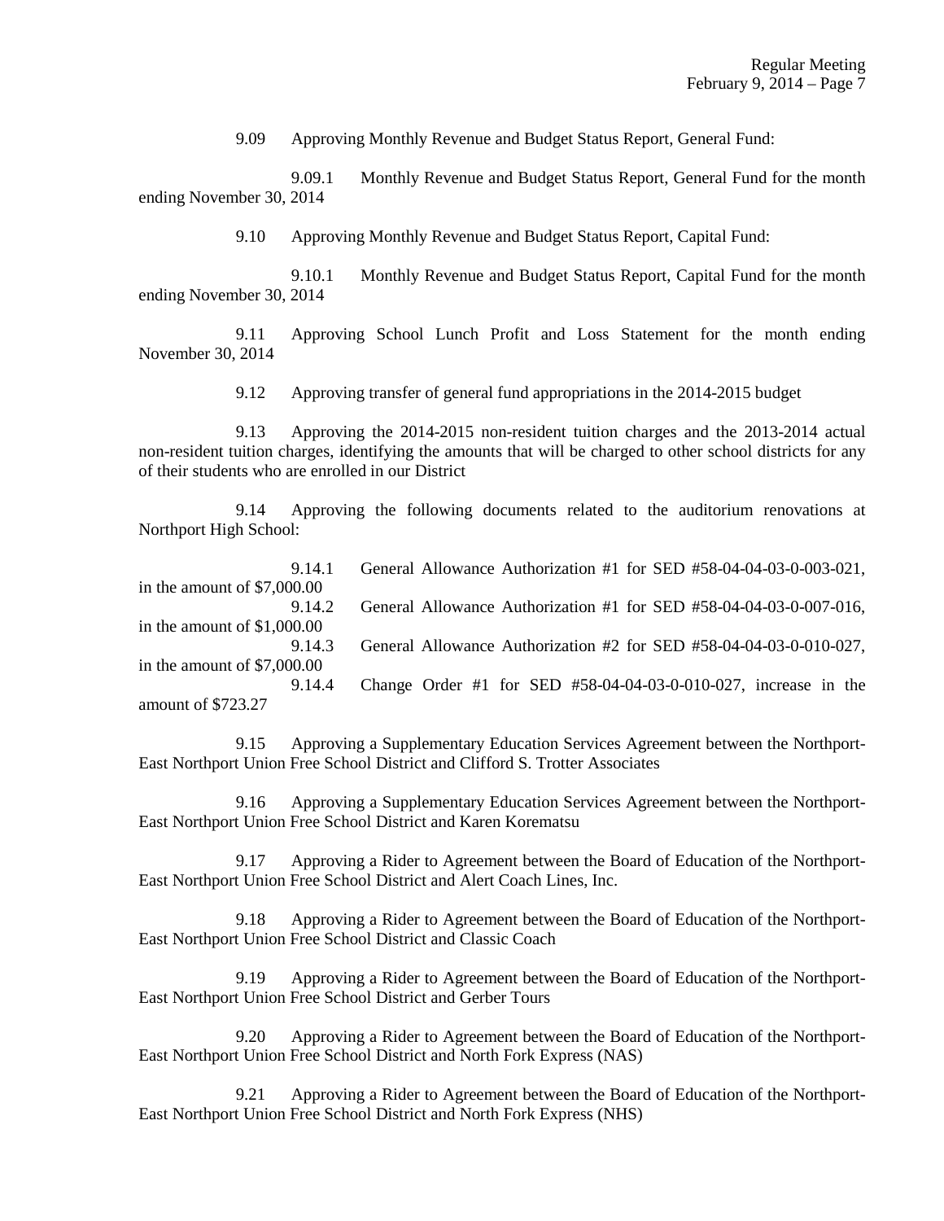9.09 Approving Monthly Revenue and Budget Status Report, General Fund:

9.09.1 Monthly Revenue and Budget Status Report, General Fund for the month ending November 30, 2014

9.10 Approving Monthly Revenue and Budget Status Report, Capital Fund:

9.10.1 Monthly Revenue and Budget Status Report, Capital Fund for the month ending November 30, 2014

9.11 Approving School Lunch Profit and Loss Statement for the month ending November 30, 2014

9.12 Approving transfer of general fund appropriations in the 2014-2015 budget

9.13 Approving the 2014-2015 non-resident tuition charges and the 2013-2014 actual non-resident tuition charges, identifying the amounts that will be charged to other school districts for any of their students who are enrolled in our District

9.14 Approving the following documents related to the auditorium renovations at Northport High School:

9.14.1 General Allowance Authorization #1 for SED #58-04-04-03-0-003-021, in the amount of $7,000.00

9.14.2 General Allowance Authorization #1 for SED #58-04-04-03-0-007-016, in the amount of $1,000.00

9.14.3 General Allowance Authorization #2 for SED #58-04-04-03-0-010-027, in the amount of $7,000.00

9.14.4 Change Order #1 for SED #58-04-04-03-0-010-027, increase in the amount of $723.27

9.15 Approving a Supplementary Education Services Agreement between the Northport-East Northport Union Free School District and Clifford S. Trotter Associates

9.16 Approving a Supplementary Education Services Agreement between the Northport-East Northport Union Free School District and Karen Korematsu

9.17 Approving a Rider to Agreement between the Board of Education of the Northport-East Northport Union Free School District and Alert Coach Lines, Inc.

9.18 Approving a Rider to Agreement between the Board of Education of the Northport-East Northport Union Free School District and Classic Coach

9.19 Approving a Rider to Agreement between the Board of Education of the Northport-East Northport Union Free School District and Gerber Tours

9.20 Approving a Rider to Agreement between the Board of Education of the Northport-East Northport Union Free School District and North Fork Express (NAS)

9.21 Approving a Rider to Agreement between the Board of Education of the Northport-East Northport Union Free School District and North Fork Express (NHS)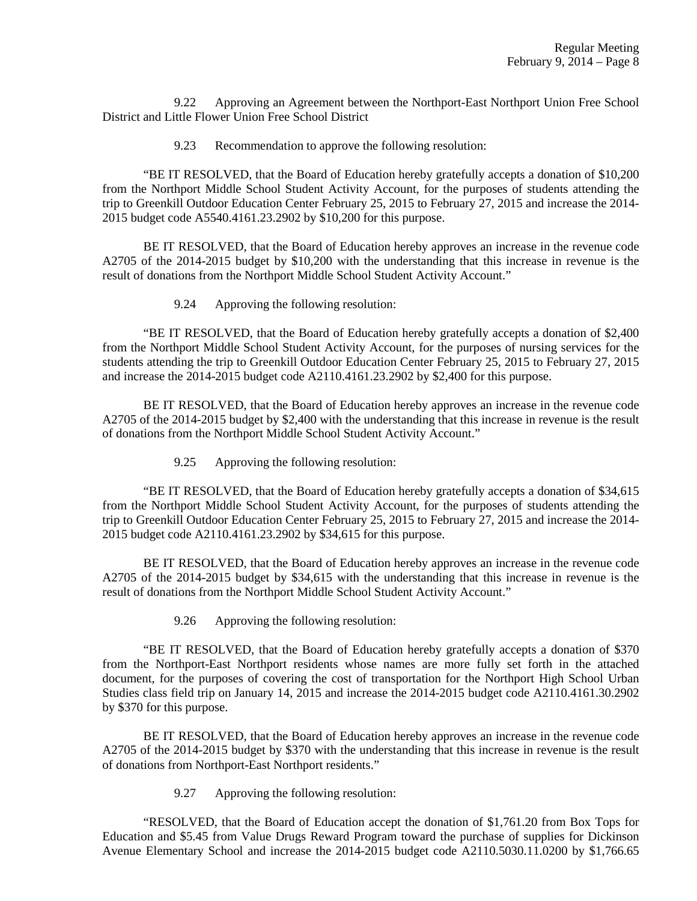9.22 Approving an Agreement between the Northport-East Northport Union Free School District and Little Flower Union Free School District

9.23 Recommendation to approve the following resolution:

"BE IT RESOLVED, that the Board of Education hereby gratefully accepts a donation of $10,200 from the Northport Middle School Student Activity Account, for the purposes of students attending the trip to Greenkill Outdoor Education Center February 25, 2015 to February 27, 2015 and increase the 2014-2015 budget code A5540.4161.23.2902 by $10,200 for this purpose.

BE IT RESOLVED, that the Board of Education hereby approves an increase in the revenue code A2705 of the 2014-2015 budget by $10,200 with the understanding that this increase in revenue is the result of donations from the Northport Middle School Student Activity Account."

9.24 Approving the following resolution:

"BE IT RESOLVED, that the Board of Education hereby gratefully accepts a donation of $2,400 from the Northport Middle School Student Activity Account, for the purposes of nursing services for the students attending the trip to Greenkill Outdoor Education Center February 25, 2015 to February 27, 2015 and increase the 2014-2015 budget code A2110.4161.23.2902 by $2,400 for this purpose.

BE IT RESOLVED, that the Board of Education hereby approves an increase in the revenue code A2705 of the 2014-2015 budget by $2,400 with the understanding that this increase in revenue is the result of donations from the Northport Middle School Student Activity Account."

9.25 Approving the following resolution:

"BE IT RESOLVED, that the Board of Education hereby gratefully accepts a donation of $34,615 from the Northport Middle School Student Activity Account, for the purposes of students attending the trip to Greenkill Outdoor Education Center February 25, 2015 to February 27, 2015 and increase the 2014-2015 budget code A2110.4161.23.2902 by $34,615 for this purpose.

BE IT RESOLVED, that the Board of Education hereby approves an increase in the revenue code A2705 of the 2014-2015 budget by $34,615 with the understanding that this increase in revenue is the result of donations from the Northport Middle School Student Activity Account."

9.26 Approving the following resolution:

"BE IT RESOLVED, that the Board of Education hereby gratefully accepts a donation of $370 from the Northport-East Northport residents whose names are more fully set forth in the attached document, for the purposes of covering the cost of transportation for the Northport High School Urban Studies class field trip on January 14, 2015 and increase the 2014-2015 budget code A2110.4161.30.2902 by $370 for this purpose.

BE IT RESOLVED, that the Board of Education hereby approves an increase in the revenue code A2705 of the 2014-2015 budget by $370 with the understanding that this increase in revenue is the result of donations from Northport-East Northport residents."

9.27 Approving the following resolution:

"RESOLVED, that the Board of Education accept the donation of $1,761.20 from Box Tops for Education and $5.45 from Value Drugs Reward Program toward the purchase of supplies for Dickinson Avenue Elementary School and increase the 2014-2015 budget code A2110.5030.11.0200 by $1,766.65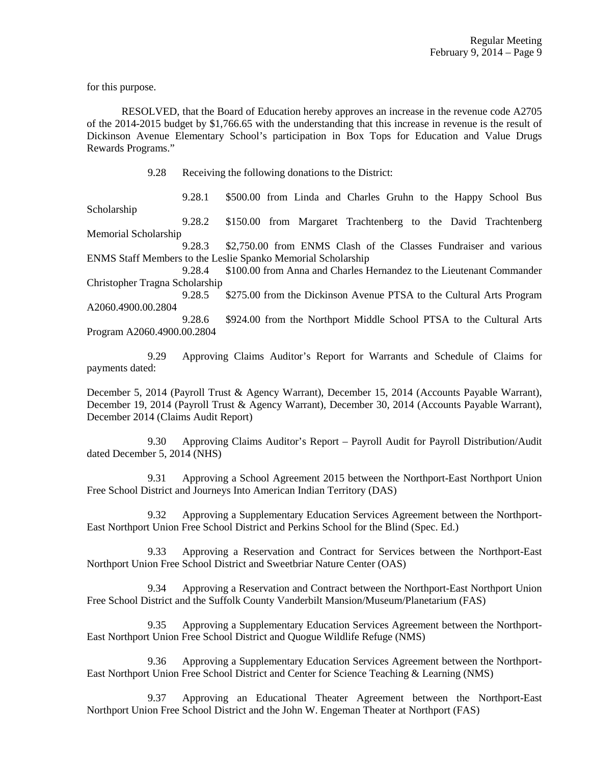for this purpose.

RESOLVED, that the Board of Education hereby approves an increase in the revenue code A2705 of the 2014-2015 budget by $1,766.65 with the understanding that this increase in revenue is the result of Dickinson Avenue Elementary School's participation in Box Tops for Education and Value Drugs Rewards Programs."

9.28 Receiving the following donations to the District:

9.28.1 $500.00 from Linda and Charles Gruhn to the Happy School Bus Scholarship

9.28.2 $150.00 from Margaret Trachtenberg to the David Trachtenberg Memorial Scholarship

9.28.3 $2,750.00 from ENMS Clash of the Classes Fundraiser and various ENMS Staff Members to the Leslie Spanko Memorial Scholarship

9.28.4 $100.00 from Anna and Charles Hernandez to the Lieutenant Commander Christopher Tragna Scholarship

9.28.5 $275.00 from the Dickinson Avenue PTSA to the Cultural Arts Program A2060.4900.00.2804

9.28.6 $924.00 from the Northport Middle School PTSA to the Cultural Arts Program A2060.4900.00.2804

9.29 Approving Claims Auditor's Report for Warrants and Schedule of Claims for payments dated:

December 5, 2014 (Payroll Trust & Agency Warrant), December 15, 2014 (Accounts Payable Warrant), December 19, 2014 (Payroll Trust & Agency Warrant), December 30, 2014 (Accounts Payable Warrant), December 2014 (Claims Audit Report)

9.30 Approving Claims Auditor's Report – Payroll Audit for Payroll Distribution/Audit dated December 5, 2014 (NHS)

9.31 Approving a School Agreement 2015 between the Northport-East Northport Union Free School District and Journeys Into American Indian Territory (DAS)

9.32 Approving a Supplementary Education Services Agreement between the Northport-East Northport Union Free School District and Perkins School for the Blind (Spec. Ed.)

9.33 Approving a Reservation and Contract for Services between the Northport-East Northport Union Free School District and Sweetbriar Nature Center (OAS)

9.34 Approving a Reservation and Contract between the Northport-East Northport Union Free School District and the Suffolk County Vanderbilt Mansion/Museum/Planetarium (FAS)

9.35 Approving a Supplementary Education Services Agreement between the Northport-East Northport Union Free School District and Quogue Wildlife Refuge (NMS)

9.36 Approving a Supplementary Education Services Agreement between the Northport-East Northport Union Free School District and Center for Science Teaching & Learning (NMS)

9.37 Approving an Educational Theater Agreement between the Northport-East Northport Union Free School District and the John W. Engeman Theater at Northport (FAS)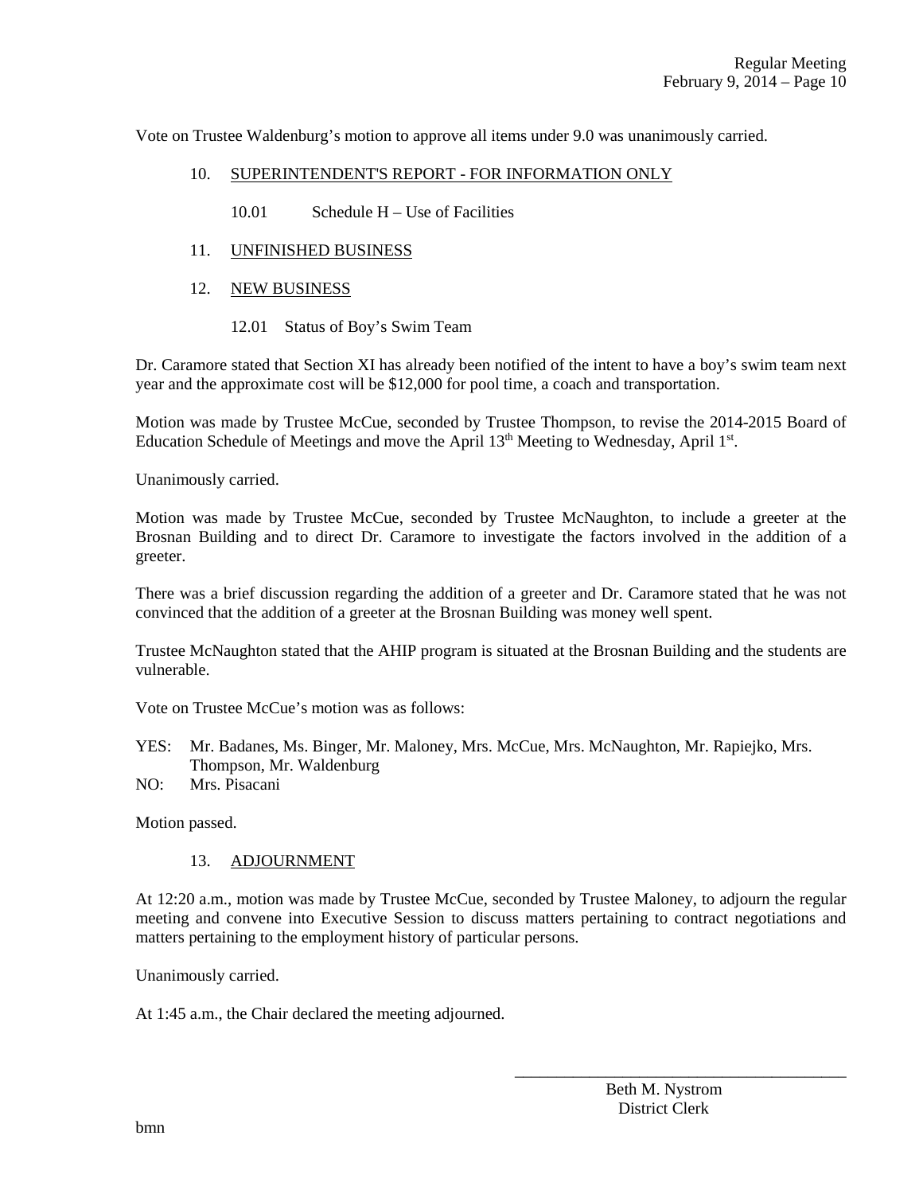Vote on Trustee Waldenburg's motion to approve all items under 9.0 was unanimously carried.

10. SUPERINTENDENT'S REPORT - FOR INFORMATION ONLY

 10.01 Schedule H – Use of Facilities

11. UNFINISHED BUSINESS

12. NEW BUSINESS

 12.01 Status of Boy's Swim Team

Dr. Caramore stated that Section XI has already been notified of the intent to have a boy's swim team next year and the approximate cost will be $12,000 for pool time, a coach and transportation.

Motion was made by Trustee McCue, seconded by Trustee Thompson, to revise the 2014-2015 Board of Education Schedule of Meetings and move the April 13th Meeting to Wednesday, April 1st.

Unanimously carried.

Motion was made by Trustee McCue, seconded by Trustee McNaughton, to include a greeter at the Brosnan Building and to direct Dr. Caramore to investigate the factors involved in the addition of a greeter.

There was a brief discussion regarding the addition of a greeter and Dr. Caramore stated that he was not convinced that the addition of a greeter at the Brosnan Building was money well spent.

Trustee McNaughton stated that the AHIP program is situated at the Brosnan Building and the students are vulnerable.

Vote on Trustee McCue's motion was as follows:

YES: Mr. Badanes, Ms. Binger, Mr. Maloney, Mrs. McCue, Mrs. McNaughton, Mr. Rapiejko, Mrs. Thompson, Mr. Waldenburg
NO: Mrs. Pisacani

Motion passed.

13. ADJOURNMENT

At 12:20 a.m., motion was made by Trustee McCue, seconded by Trustee Maloney, to adjourn the regular meeting and convene into Executive Session to discuss matters pertaining to contract negotiations and matters pertaining to the employment history of particular persons.

Unanimously carried.

At 1:45 a.m., the Chair declared the meeting adjourned.

\_\_\_\_\_\_\_\_\_\_\_\_\_\_\_\_\_\_\_\_\_\_\_\_\_\_\_\_\_\_\_\_\_\_\_\_\_\_\_\_

Beth M. Nystrom
District Clerk

bmn